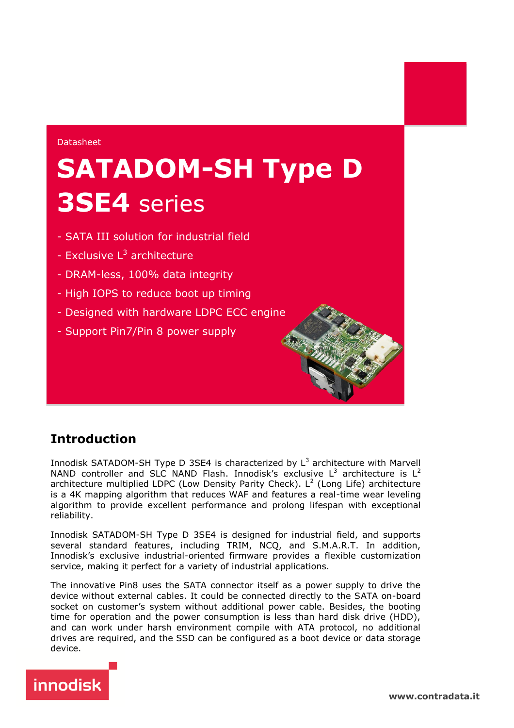Datasheet

# SATADOM-SH Type D 3SE4 series

- SATA III solution for industrial field
- Exclusive L$^3$ architecture
- DRAM-less, 100% data integrity
- High IOPS to reduce boot up timing
- Designed with hardware LDPC ECC engine
- Support Pin7/Pin 8 power supply

## Introduction

Innodisk SATADOM-SH Type D 3SE4 is characterized by L$^3$ architecture with Marvell NAND controller and SLC NAND Flash. Innodisk's exclusive L$^3$ architecture is L$^2$ architecture multiplied LDPC (Low Density Parity Check). L$^2$ (Long Life) architecture is a 4K mapping algorithm that reduces WAF and features a real-time wear leveling algorithm to provide excellent performance and prolong lifespan with exceptional reliability.

Innodisk SATADOM-SH Type D 3SE4 is designed for industrial field, and supports several standard features, including TRIM, NCQ, and S.M.A.R.T. In addition, Innodisk's exclusive industrial-oriented firmware provides a flexible customization service, making it perfect for a variety of industrial applications.

The innovative Pin8 uses the SATA connector itself as a power supply to drive the device without external cables. It could be connected directly to the SATA on-board socket on customer's system without additional power cable. Besides, the booting time for operation and the power consumption is less than hard disk drive (HDD), and can work under harsh environment compile with ATA protocol, no additional drives are required, and the SSD can be configured as a boot device or data storage device.

innodisk

www.contradata.it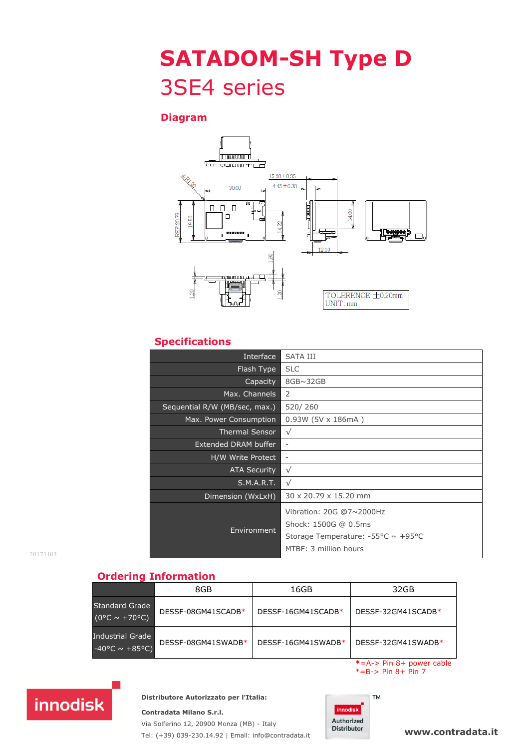# SATADOM-SH Type D

## 3SE4 series

### Diagram

15.20±0.35
4.45±0.30
4-R1.00
30.00
REF 20.79
19.50
14.22
14.00
12.10
1.30
1.20
1.20

TOLERENCE: ±0.20mm
UNIT: mm

### Specifications

| | |
|---|---|
| Interface | SATA III |
| Flash Type | SLC |
| Capacity | 8GB~32GB |
| Max. Channels | 2 |
| Sequential R/W (MB/sec, max.) | 520/ 260 |
| Max. Power Consumption | 0.93W (5V x 186mA ) |
| Thermal Sensor | √ |
| Extended DRAM buffer | - |
| H/W Write Protect | - |
| ATA Security | √ |
| S.M.A.R.T. | √ |
| Dimension (WxLxH) | 30 x 20.79 x 15.20 mm |
| Environment | Vibration: 20G @7~2000Hz<br>Shock: 1500G @ 0.5ms<br>Storage Temperature: -55°C ~ +95°C<br>MTBF: 3 million hours |

20171103

### Ordering Information

| | 8GB | 16GB | 32GB |
|---|---|---|---|
| Standard Grade (0°C ~ +70°C) | DESSF-08GM41SCADB* | DESSF-16GM41SCADB* | DESSF-32GM41SCADB* |
| Industrial Grade (-40°C ~ +85°C) | DESSF-08GM41SWADB* | DESSF-16GM41SWADB* | DESSF-32GM41SWADB* |

*=A-> Pin 8+ power cable
*=B-> Pin 8+ Pin 7

innodisk

**Distributore Autorizzato per l'Italia:**

**Contradata Milano S.r.l.**
Via Solferino 12, 20900 Monza (MB) - Italy
Tel: (+39) 039-230.14.92 | Email: info@contradata.it

innodisk Authorized Distributor TM

**www.contradata.it**